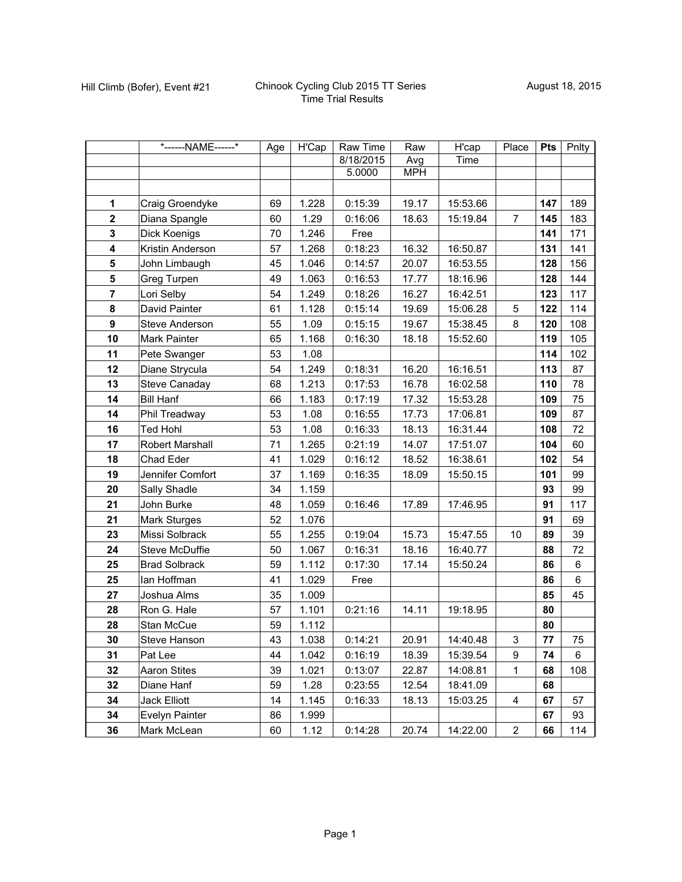Hill Climb (Bofer), Event #21

Chinook Cycling Club 2015 TT Series
Time Trial Results

August 18, 2015

| | *------NAME------* | Age | H'Cap | Raw Time | Raw | H'cap | Place | Pts | Pnlty |
|---|---|---|---|---|---|---|---|---|---|
| | | | | 8/18/2015 | Avg | Time | | | |
| | | | | 5.0000 | MPH | | | | |
| | | | | | | | | | |
| **1** | Craig Groendyke | 69 | 1.228 | 0:15:39 | 19.17 | 15:53.66 | | **147** | 189 |
| **2** | Diana Spangle | 60 | 1.29 | 0:16:06 | 18.63 | 15:19.84 | 7 | **145** | 183 |
| **3** | Dick Koenigs | 70 | 1.246 | Free | | | | **141** | 171 |
| **4** | Kristin Anderson | 57 | 1.268 | 0:18:23 | 16.32 | 16:50.87 | | **131** | 141 |
| **5** | John Limbaugh | 45 | 1.046 | 0:14:57 | 20.07 | 16:53.55 | | **128** | 156 |
| **5** | Greg Turpen | 49 | 1.063 | 0:16:53 | 17.77 | 18:16.96 | | **128** | 144 |
| **7** | Lori Selby | 54 | 1.249 | 0:18:26 | 16.27 | 16:42.51 | | **123** | 117 |
| **8** | David Painter | 61 | 1.128 | 0:15:14 | 19.69 | 15:06.28 | 5 | **122** | 114 |
| **9** | Steve Anderson | 55 | 1.09 | 0:15:15 | 19.67 | 15:38.45 | 8 | **120** | 108 |
| **10** | Mark Painter | 65 | 1.168 | 0:16:30 | 18.18 | 15:52.60 | | **119** | 105 |
| **11** | Pete Swanger | 53 | 1.08 | | | | | **114** | 102 |
| **12** | Diane Strycula | 54 | 1.249 | 0:18:31 | 16.20 | 16:16.51 | | **113** | 87 |
| **13** | Steve Canaday | 68 | 1.213 | 0:17:53 | 16.78 | 16:02.58 | | **110** | 78 |
| **14** | Bill Hanf | 66 | 1.183 | 0:17:19 | 17.32 | 15:53.28 | | **109** | 75 |
| **14** | Phil Treadway | 53 | 1.08 | 0:16:55 | 17.73 | 17:06.81 | | **109** | 87 |
| **16** | Ted Hohl | 53 | 1.08 | 0:16:33 | 18.13 | 16:31.44 | | **108** | 72 |
| **17** | Robert Marshall | 71 | 1.265 | 0:21:19 | 14.07 | 17:51.07 | | **104** | 60 |
| **18** | Chad Eder | 41 | 1.029 | 0:16:12 | 18.52 | 16:38.61 | | **102** | 54 |
| **19** | Jennifer Comfort | 37 | 1.169 | 0:16:35 | 18.09 | 15:50.15 | | **101** | 99 |
| **20** | Sally Shadle | 34 | 1.159 | | | | | **93** | 99 |
| **21** | John Burke | 48 | 1.059 | 0:16:46 | 17.89 | 17:46.95 | | **91** | 117 |
| **21** | Mark Sturges | 52 | 1.076 | | | | | **91** | 69 |
| **23** | Missi Solbrack | 55 | 1.255 | 0:19:04 | 15.73 | 15:47.55 | 10 | **89** | 39 |
| **24** | Steve McDuffie | 50 | 1.067 | 0:16:31 | 18.16 | 16:40.77 | | **88** | 72 |
| **25** | Brad Solbrack | 59 | 1.112 | 0:17:30 | 17.14 | 15:50.24 | | **86** | 6 |
| **25** | Ian Hoffman | 41 | 1.029 | Free | | | | **86** | 6 |
| **27** | Joshua Alms | 35 | 1.009 | | | | | **85** | 45 |
| **28** | Ron G. Hale | 57 | 1.101 | 0:21:16 | 14.11 | 19:18.95 | | **80** | |
| **28** | Stan McCue | 59 | 1.112 | | | | | **80** | |
| **30** | Steve Hanson | 43 | 1.038 | 0:14:21 | 20.91 | 14:40.48 | 3 | **77** | 75 |
| **31** | Pat Lee | 44 | 1.042 | 0:16:19 | 18.39 | 15:39.54 | 9 | **74** | 6 |
| **32** | Aaron Stites | 39 | 1.021 | 0:13:07 | 22.87 | 14:08.81 | 1 | **68** | 108 |
| **32** | Diane Hanf | 59 | 1.28 | 0:23:55 | 12.54 | 18:41.09 | | **68** | |
| **34** | Jack Elliott | 14 | 1.145 | 0:16:33 | 18.13 | 15:03.25 | 4 | **67** | 57 |
| **34** | Evelyn Painter | 86 | 1.999 | | | | | **67** | 93 |
| **36** | Mark McLean | 60 | 1.12 | 0:14:28 | 20.74 | 14:22.00 | 2 | **66** | 114 |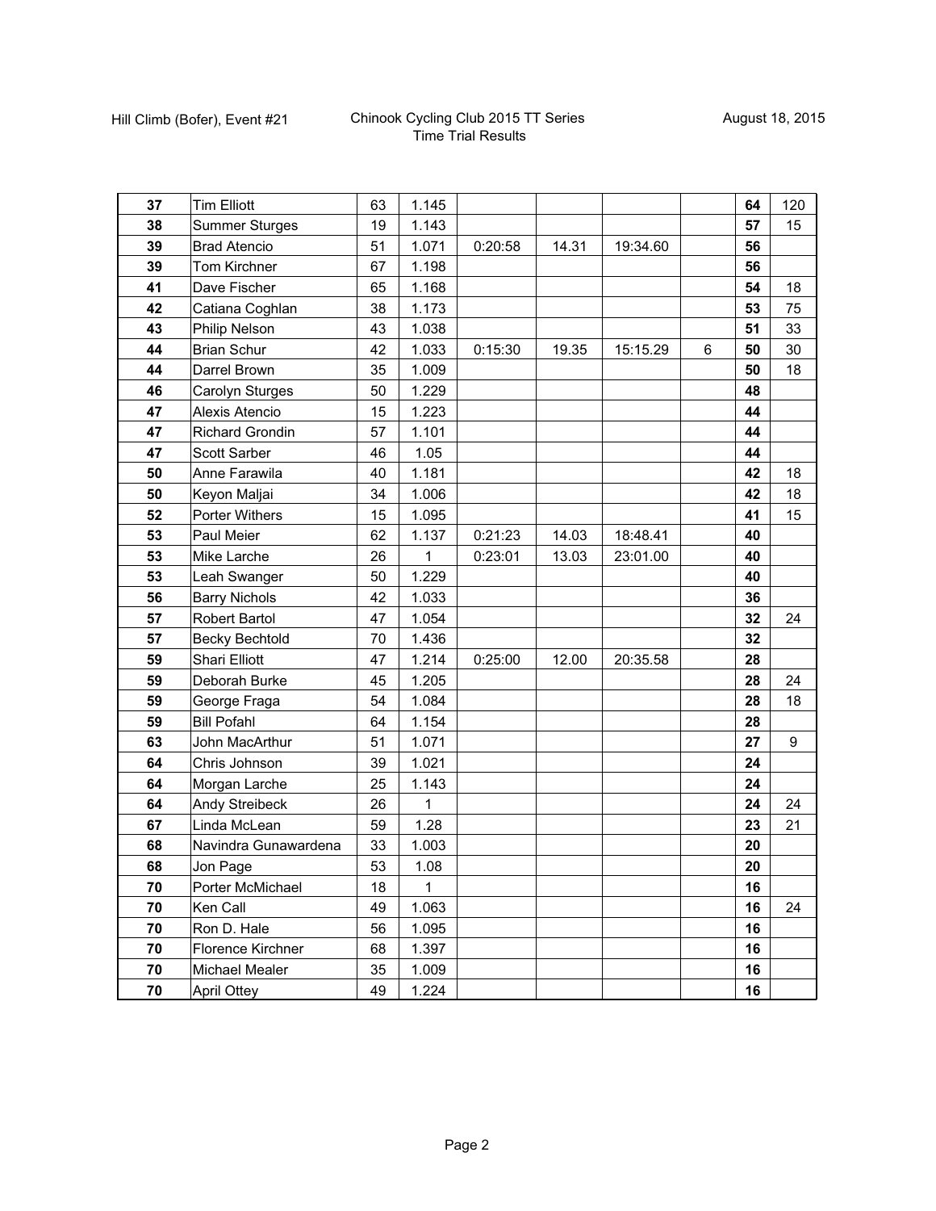| | | | | | | | | | |
|---|---|---|---|---|---|---|---|---|---|
| **37** | Tim Elliott | 63 | 1.145 | | | | | **64** | 120 |
| **38** | Summer Sturges | 19 | 1.143 | | | | | **57** | 15 |
| **39** | Brad Atencio | 51 | 1.071 | 0:20:58 | 14.31 | 19:34.60 | | **56** | |
| **39** | Tom Kirchner | 67 | 1.198 | | | | | **56** | |
| **41** | Dave Fischer | 65 | 1.168 | | | | | **54** | 18 |
| **42** | Catiana Coghlan | 38 | 1.173 | | | | | **53** | 75 |
| **43** | Philip Nelson | 43 | 1.038 | | | | | **51** | 33 |
| **44** | Brian Schur | 42 | 1.033 | 0:15:30 | 19.35 | 15:15.29 | 6 | **50** | 30 |
| **44** | Darrel Brown | 35 | 1.009 | | | | | **50** | 18 |
| **46** | Carolyn Sturges | 50 | 1.229 | | | | | **48** | |
| **47** | Alexis Atencio | 15 | 1.223 | | | | | **44** | |
| **47** | Richard Grondin | 57 | 1.101 | | | | | **44** | |
| **47** | Scott Sarber | 46 | 1.05 | | | | | **44** | |
| **50** | Anne Farawila | 40 | 1.181 | | | | | **42** | 18 |
| **50** | Keyon Maljai | 34 | 1.006 | | | | | **42** | 18 |
| **52** | Porter Withers | 15 | 1.095 | | | | | **41** | 15 |
| **53** | Paul Meier | 62 | 1.137 | 0:21:23 | 14.03 | 18:48.41 | | **40** | |
| **53** | Mike Larche | 26 | 1 | 0:23:01 | 13.03 | 23:01.00 | | **40** | |
| **53** | Leah Swanger | 50 | 1.229 | | | | | **40** | |
| **56** | Barry Nichols | 42 | 1.033 | | | | | **36** | |
| **57** | Robert Bartol | 47 | 1.054 | | | | | **32** | 24 |
| **57** | Becky Bechtold | 70 | 1.436 | | | | | **32** | |
| **59** | Shari Elliott | 47 | 1.214 | 0:25:00 | 12.00 | 20:35.58 | | **28** | |
| **59** | Deborah Burke | 45 | 1.205 | | | | | **28** | 24 |
| **59** | George Fraga | 54 | 1.084 | | | | | **28** | 18 |
| **59** | Bill Pofahl | 64 | 1.154 | | | | | **28** | |
| **63** | John MacArthur | 51 | 1.071 | | | | | **27** | 9 |
| **64** | Chris Johnson | 39 | 1.021 | | | | | **24** | |
| **64** | Morgan Larche | 25 | 1.143 | | | | | **24** | |
| **64** | Andy Streibeck | 26 | 1 | | | | | **24** | 24 |
| **67** | Linda McLean | 59 | 1.28 | | | | | **23** | 21 |
| **68** | Navindra Gunawardena | 33 | 1.003 | | | | | **20** | |
| **68** | Jon Page | 53 | 1.08 | | | | | **20** | |
| **70** | Porter McMichael | 18 | 1 | | | | | **16** | |
| **70** | Ken Call | 49 | 1.063 | | | | | **16** | 24 |
| **70** | Ron D. Hale | 56 | 1.095 | | | | | **16** | |
| **70** | Florence Kirchner | 68 | 1.397 | | | | | **16** | |
| **70** | Michael Mealer | 35 | 1.009 | | | | | **16** | |
| **70** | April Ottey | 49 | 1.224 | | | | | **16** | |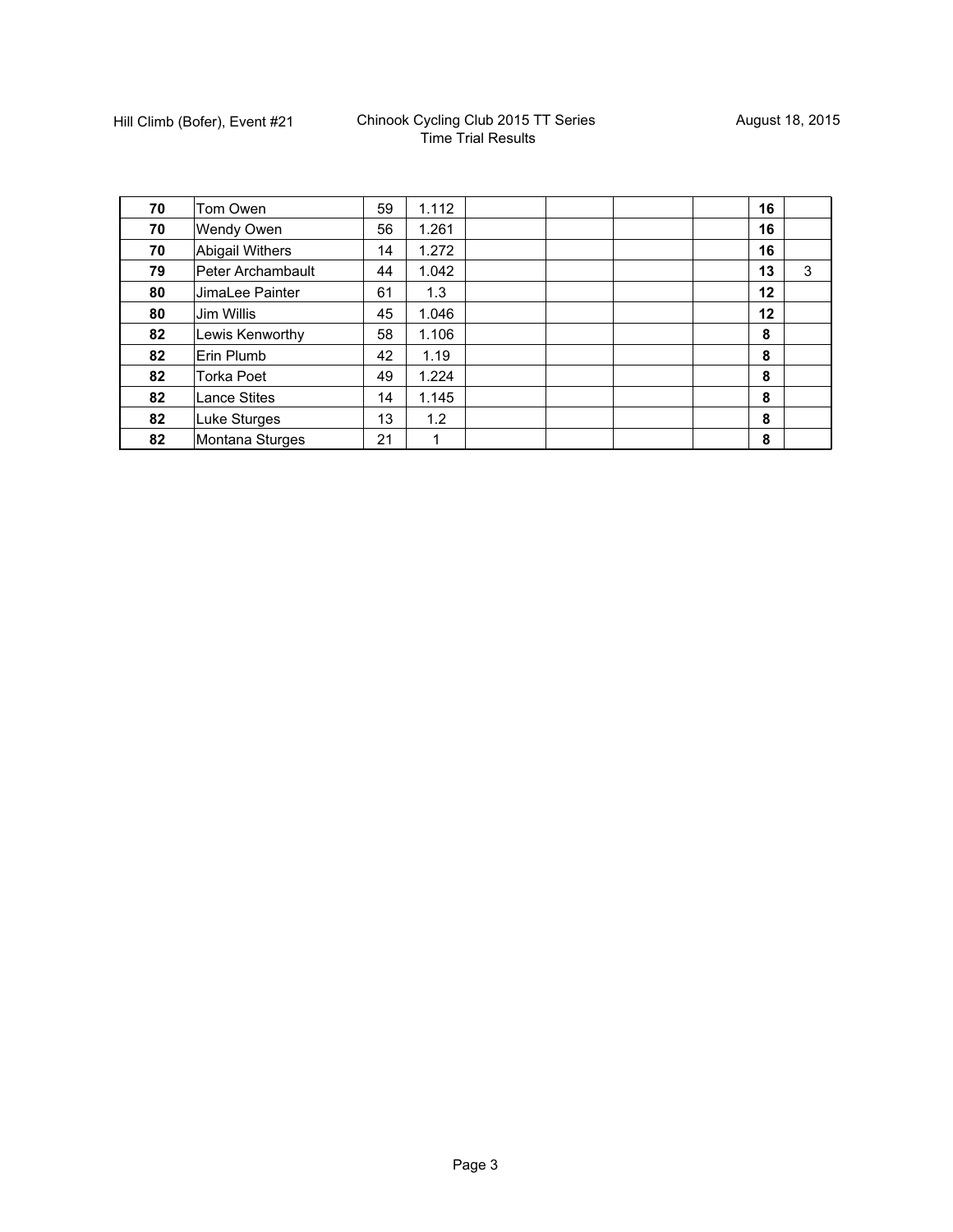Hill Climb (Bofer), Event #21

Chinook Cycling Club 2015 TT Series
Time Trial Results

August 18, 2015

| | | | | | | | | | |
|---|---|---|---|---|---|---|---|---|---|
| **70** | Tom Owen | 59 | 1.112 | | | | | **16** | |
| **70** | Wendy Owen | 56 | 1.261 | | | | | **16** | |
| **70** | Abigail Withers | 14 | 1.272 | | | | | **16** | |
| **79** | Peter Archambault | 44 | 1.042 | | | | | **13** | 3 |
| **80** | JimaLee Painter | 61 | 1.3 | | | | | **12** | |
| **80** | Jim Willis | 45 | 1.046 | | | | | **12** | |
| **82** | Lewis Kenworthy | 58 | 1.106 | | | | | **8** | |
| **82** | Erin Plumb | 42 | 1.19 | | | | | **8** | |
| **82** | Torka Poet | 49 | 1.224 | | | | | **8** | |
| **82** | Lance Stites | 14 | 1.145 | | | | | **8** | |
| **82** | Luke Sturges | 13 | 1.2 | | | | | **8** | |
| **82** | Montana Sturges | 21 | 1 | | | | | **8** | |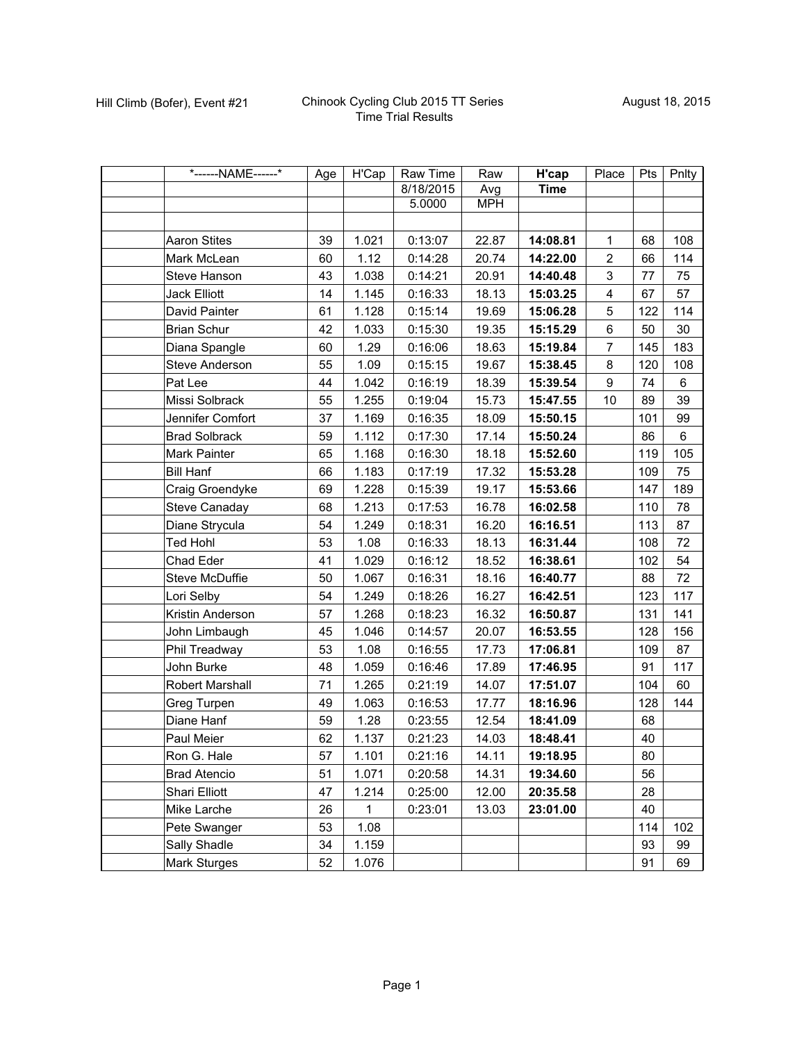Hill Climb (Bofer), Event #21

Chinook Cycling Club 2015 TT Series
Time Trial Results

August 18, 2015

| *------NAME------* | Age | H'Cap | Raw Time | Raw | **H'cap** | Place | Pts | Pnlty |
|---|---|---|---|---|---|---|---|---|
| | | | 8/18/2015 | Avg | **Time** | | | |
| | | | 5.0000 | MPH | | | | |
| | | | | | | | | |
| Aaron Stites | 39 | 1.021 | 0:13:07 | 22.87 | **14:08.81** | 1 | 68 | 108 |
| Mark McLean | 60 | 1.12 | 0:14:28 | 20.74 | **14:22.00** | 2 | 66 | 114 |
| Steve Hanson | 43 | 1.038 | 0:14:21 | 20.91 | **14:40.48** | 3 | 77 | 75 |
| Jack Elliott | 14 | 1.145 | 0:16:33 | 18.13 | **15:03.25** | 4 | 67 | 57 |
| David Painter | 61 | 1.128 | 0:15:14 | 19.69 | **15:06.28** | 5 | 122 | 114 |
| Brian Schur | 42 | 1.033 | 0:15:30 | 19.35 | **15:15.29** | 6 | 50 | 30 |
| Diana Spangle | 60 | 1.29 | 0:16:06 | 18.63 | **15:19.84** | 7 | 145 | 183 |
| Steve Anderson | 55 | 1.09 | 0:15:15 | 19.67 | **15:38.45** | 8 | 120 | 108 |
| Pat Lee | 44 | 1.042 | 0:16:19 | 18.39 | **15:39.54** | 9 | 74 | 6 |
| Missi Solbrack | 55 | 1.255 | 0:19:04 | 15.73 | **15:47.55** | 10 | 89 | 39 |
| Jennifer Comfort | 37 | 1.169 | 0:16:35 | 18.09 | **15:50.15** | | 101 | 99 |
| Brad Solbrack | 59 | 1.112 | 0:17:30 | 17.14 | **15:50.24** | | 86 | 6 |
| Mark Painter | 65 | 1.168 | 0:16:30 | 18.18 | **15:52.60** | | 119 | 105 |
| Bill Hanf | 66 | 1.183 | 0:17:19 | 17.32 | **15:53.28** | | 109 | 75 |
| Craig Groendyke | 69 | 1.228 | 0:15:39 | 19.17 | **15:53.66** | | 147 | 189 |
| Steve Canaday | 68 | 1.213 | 0:17:53 | 16.78 | **16:02.58** | | 110 | 78 |
| Diane Strycula | 54 | 1.249 | 0:18:31 | 16.20 | **16:16.51** | | 113 | 87 |
| Ted Hohl | 53 | 1.08 | 0:16:33 | 18.13 | **16:31.44** | | 108 | 72 |
| Chad Eder | 41 | 1.029 | 0:16:12 | 18.52 | **16:38.61** | | 102 | 54 |
| Steve McDuffie | 50 | 1.067 | 0:16:31 | 18.16 | **16:40.77** | | 88 | 72 |
| Lori Selby | 54 | 1.249 | 0:18:26 | 16.27 | **16:42.51** | | 123 | 117 |
| Kristin Anderson | 57 | 1.268 | 0:18:23 | 16.32 | **16:50.87** | | 131 | 141 |
| John Limbaugh | 45 | 1.046 | 0:14:57 | 20.07 | **16:53.55** | | 128 | 156 |
| Phil Treadway | 53 | 1.08 | 0:16:55 | 17.73 | **17:06.81** | | 109 | 87 |
| John Burke | 48 | 1.059 | 0:16:46 | 17.89 | **17:46.95** | | 91 | 117 |
| Robert Marshall | 71 | 1.265 | 0:21:19 | 14.07 | **17:51.07** | | 104 | 60 |
| Greg Turpen | 49 | 1.063 | 0:16:53 | 17.77 | **18:16.96** | | 128 | 144 |
| Diane Hanf | 59 | 1.28 | 0:23:55 | 12.54 | **18:41.09** | | 68 | |
| Paul Meier | 62 | 1.137 | 0:21:23 | 14.03 | **18:48.41** | | 40 | |
| Ron G. Hale | 57 | 1.101 | 0:21:16 | 14.11 | **19:18.95** | | 80 | |
| Brad Atencio | 51 | 1.071 | 0:20:58 | 14.31 | **19:34.60** | | 56 | |
| Shari Elliott | 47 | 1.214 | 0:25:00 | 12.00 | **20:35.58** | | 28 | |
| Mike Larche | 26 | 1 | 0:23:01 | 13.03 | **23:01.00** | | 40 | |
| Pete Swanger | 53 | 1.08 | | | | | 114 | 102 |
| Sally Shadle | 34 | 1.159 | | | | | 93 | 99 |
| Mark Sturges | 52 | 1.076 | | | | | 91 | 69 |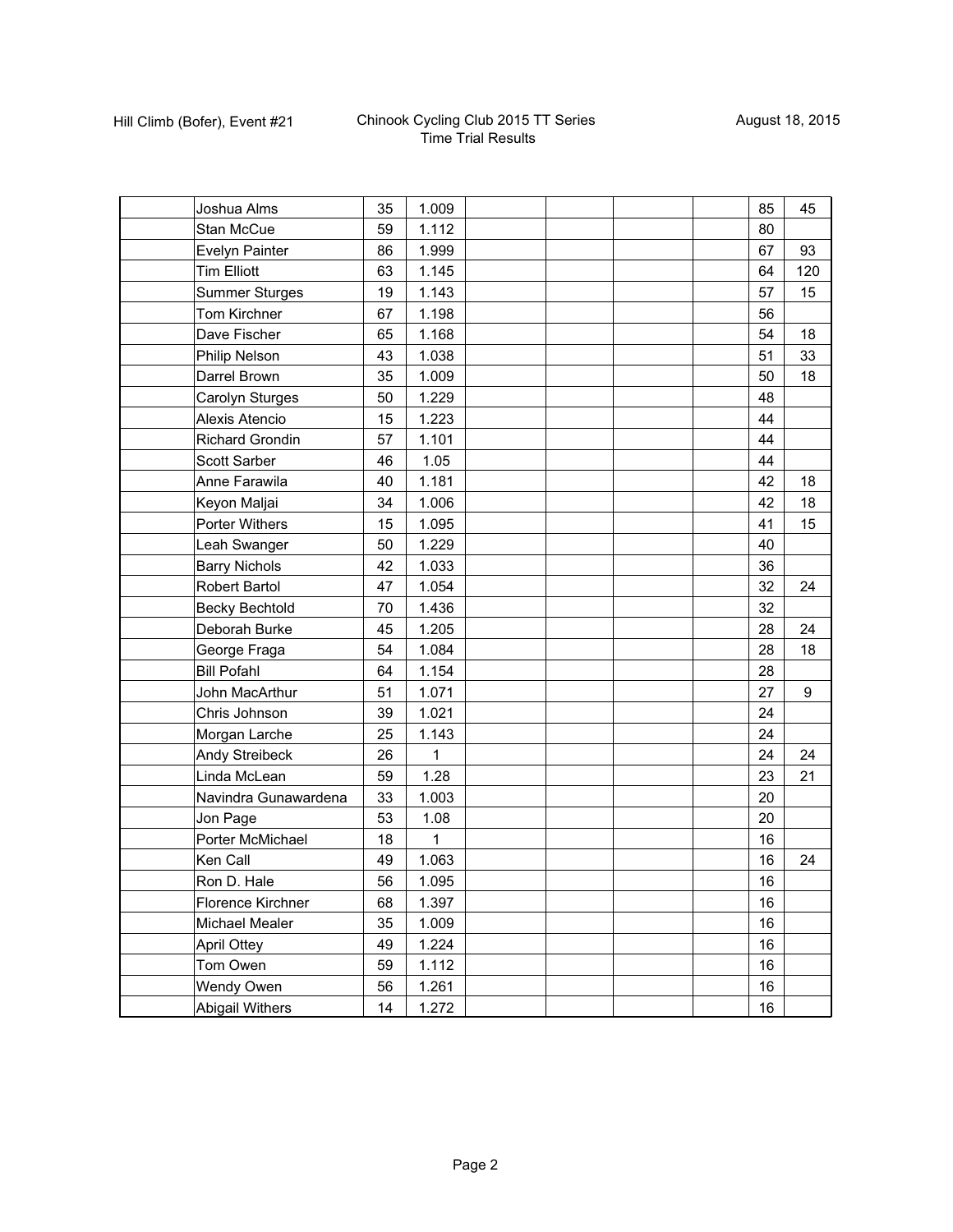Hill Climb (Bofer), Event #21

Chinook Cycling Club 2015 TT Series
Time Trial Results

August 18, 2015

| | | | | | | | | | |
|---|---|---|---|---|---|---|---|---|---|
| | Joshua Alms | 35 | 1.009 | | | | | 85 | 45 |
| | Stan McCue | 59 | 1.112 | | | | | 80 | |
| | Evelyn Painter | 86 | 1.999 | | | | | 67 | 93 |
| | Tim Elliott | 63 | 1.145 | | | | | 64 | 120 |
| | Summer Sturges | 19 | 1.143 | | | | | 57 | 15 |
| | Tom Kirchner | 67 | 1.198 | | | | | 56 | |
| | Dave Fischer | 65 | 1.168 | | | | | 54 | 18 |
| | Philip Nelson | 43 | 1.038 | | | | | 51 | 33 |
| | Darrel Brown | 35 | 1.009 | | | | | 50 | 18 |
| | Carolyn Sturges | 50 | 1.229 | | | | | 48 | |
| | Alexis Atencio | 15 | 1.223 | | | | | 44 | |
| | Richard Grondin | 57 | 1.101 | | | | | 44 | |
| | Scott Sarber | 46 | 1.05 | | | | | 44 | |
| | Anne Farawila | 40 | 1.181 | | | | | 42 | 18 |
| | Keyon Maljai | 34 | 1.006 | | | | | 42 | 18 |
| | Porter Withers | 15 | 1.095 | | | | | 41 | 15 |
| | Leah Swanger | 50 | 1.229 | | | | | 40 | |
| | Barry Nichols | 42 | 1.033 | | | | | 36 | |
| | Robert Bartol | 47 | 1.054 | | | | | 32 | 24 |
| | Becky Bechtold | 70 | 1.436 | | | | | 32 | |
| | Deborah Burke | 45 | 1.205 | | | | | 28 | 24 |
| | George Fraga | 54 | 1.084 | | | | | 28 | 18 |
| | Bill Pofahl | 64 | 1.154 | | | | | 28 | |
| | John MacArthur | 51 | 1.071 | | | | | 27 | 9 |
| | Chris Johnson | 39 | 1.021 | | | | | 24 | |
| | Morgan Larche | 25 | 1.143 | | | | | 24 | |
| | Andy Streibeck | 26 | 1 | | | | | 24 | 24 |
| | Linda McLean | 59 | 1.28 | | | | | 23 | 21 |
| | Navindra Gunawardena | 33 | 1.003 | | | | | 20 | |
| | Jon Page | 53 | 1.08 | | | | | 20 | |
| | Porter McMichael | 18 | 1 | | | | | 16 | |
| | Ken Call | 49 | 1.063 | | | | | 16 | 24 |
| | Ron D. Hale | 56 | 1.095 | | | | | 16 | |
| | Florence Kirchner | 68 | 1.397 | | | | | 16 | |
| | Michael Mealer | 35 | 1.009 | | | | | 16 | |
| | April Ottey | 49 | 1.224 | | | | | 16 | |
| | Tom Owen | 59 | 1.112 | | | | | 16 | |
| | Wendy Owen | 56 | 1.261 | | | | | 16 | |
| | Abigail Withers | 14 | 1.272 | | | | | 16 | |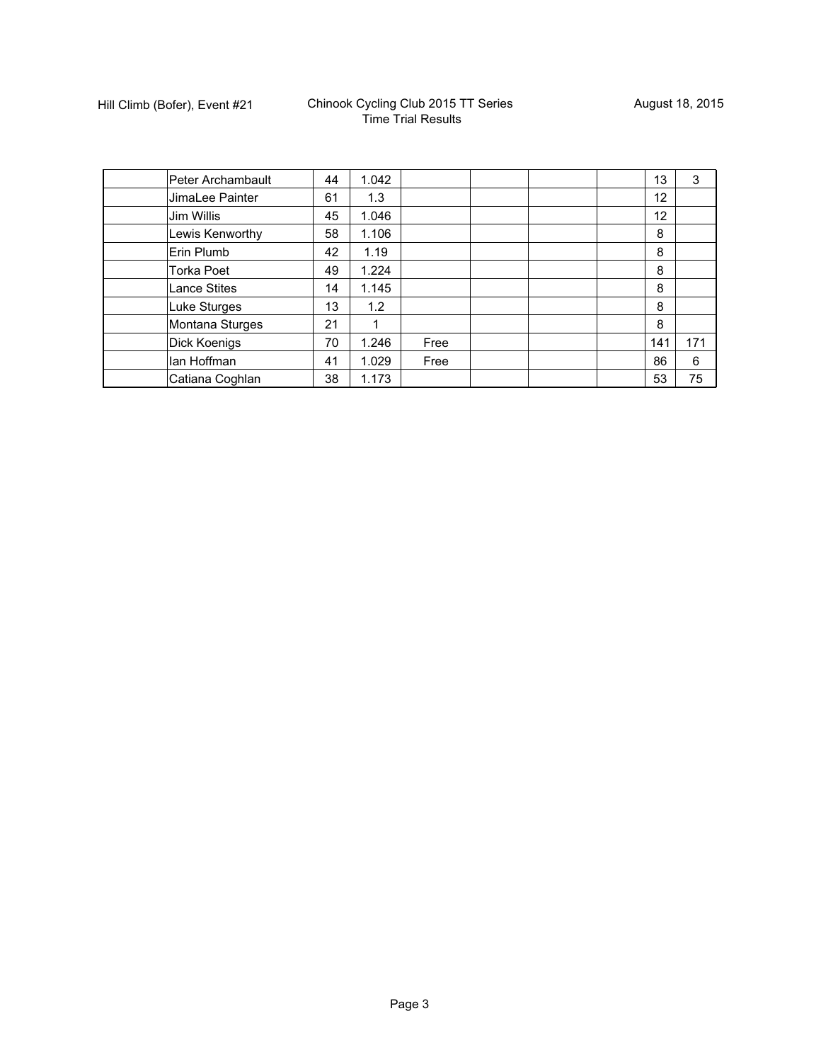| | | | | | | | | | |
|---|---|---|---|---|---|---|---|---|---|
| | Peter Archambault | 44 | 1.042 | | | | | 13 | 3 |
| | JimaLee Painter | 61 | 1.3 | | | | | 12 | |
| | Jim Willis | 45 | 1.046 | | | | | 12 | |
| | Lewis Kenworthy | 58 | 1.106 | | | | | 8 | |
| | Erin Plumb | 42 | 1.19 | | | | | 8 | |
| | Torka Poet | 49 | 1.224 | | | | | 8 | |
| | Lance Stites | 14 | 1.145 | | | | | 8 | |
| | Luke Sturges | 13 | 1.2 | | | | | 8 | |
| | Montana Sturges | 21 | 1 | | | | | 8 | |
| | Dick Koenigs | 70 | 1.246 | Free | | | | 141 | 171 |
| | Ian Hoffman | 41 | 1.029 | Free | | | | 86 | 6 |
| | Catiana Coghlan | 38 | 1.173 | | | | | 53 | 75 |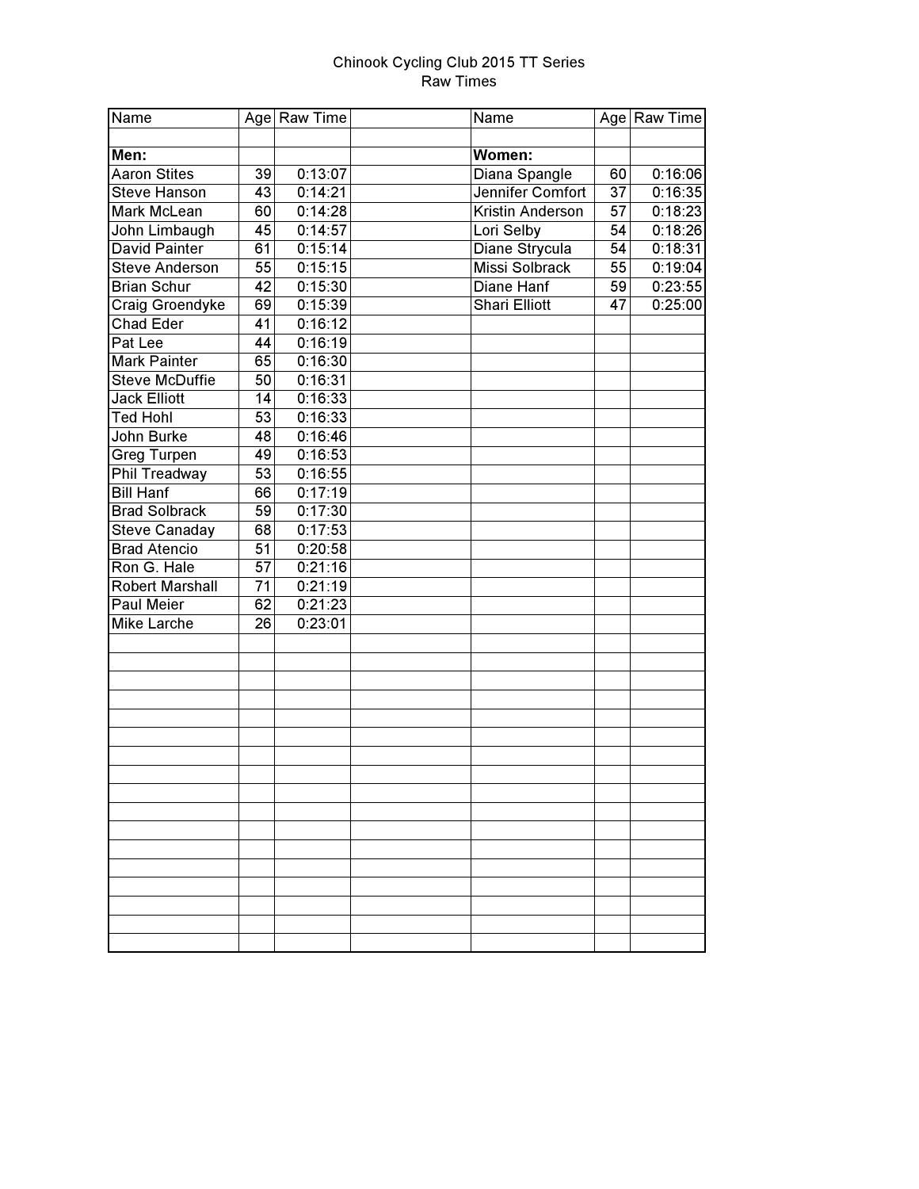Chinook Cycling Club 2015 TT Series
Raw Times

| Name | Age | Raw Time | | Name | Age | Raw Time |
|---|---|---|---|---|---|---|
| | | | | | | |
| **Men:** | | | | **Women:** | | |
| Aaron Stites | 39 | 0:13:07 | | Diana Spangle | 60 | 0:16:06 |
| Steve Hanson | 43 | 0:14:21 | | Jennifer Comfort | 37 | 0:16:35 |
| Mark McLean | 60 | 0:14:28 | | Kristin Anderson | 57 | 0:18:23 |
| John Limbaugh | 45 | 0:14:57 | | Lori Selby | 54 | 0:18:26 |
| David Painter | 61 | 0:15:14 | | Diane Strycula | 54 | 0:18:31 |
| Steve Anderson | 55 | 0:15:15 | | Missi Solbrack | 55 | 0:19:04 |
| Brian Schur | 42 | 0:15:30 | | Diane Hanf | 59 | 0:23:55 |
| Craig Groendyke | 69 | 0:15:39 | | Shari Elliott | 47 | 0:25:00 |
| Chad Eder | 41 | 0:16:12 | | | | |
| Pat Lee | 44 | 0:16:19 | | | | |
| Mark Painter | 65 | 0:16:30 | | | | |
| Steve McDuffie | 50 | 0:16:31 | | | | |
| Jack Elliott | 14 | 0:16:33 | | | | |
| Ted Hohl | 53 | 0:16:33 | | | | |
| John Burke | 48 | 0:16:46 | | | | |
| Greg Turpen | 49 | 0:16:53 | | | | |
| Phil Treadway | 53 | 0:16:55 | | | | |
| Bill Hanf | 66 | 0:17:19 | | | | |
| Brad Solbrack | 59 | 0:17:30 | | | | |
| Steve Canaday | 68 | 0:17:53 | | | | |
| Brad Atencio | 51 | 0:20:58 | | | | |
| Ron G. Hale | 57 | 0:21:16 | | | | |
| Robert Marshall | 71 | 0:21:19 | | | | |
| Paul Meier | 62 | 0:21:23 | | | | |
| Mike Larche | 26 | 0:23:01 | | | | |